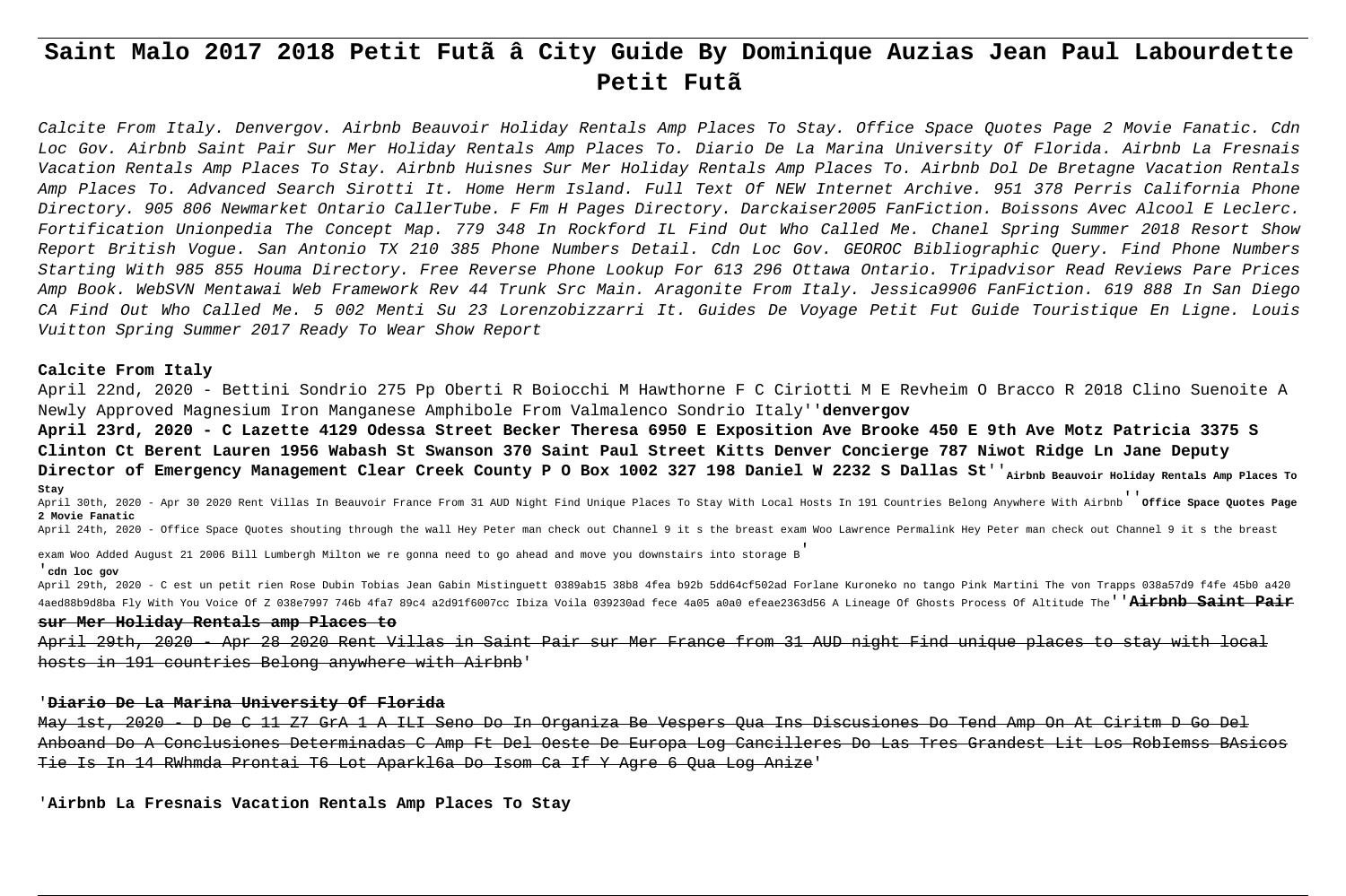# Saint Malo 2017 2018 Petit Futã â City Guide By Dominique Auzias Jean Paul Labourdette Petit Futã

*Calcite From Italy. Denvergov. Airbnb Beauvoir Holiday Rentals Amp Places To Stay. Office Space Quotes Page 2 Movie Fanatic. Cdn Loc Gov. Airbnb Saint Pair Sur Mer Holiday Rentals Amp Places To. Diario De La Marina University Of Florida. Airbnb La Fresnais Vacation Rentals Amp Places To Stay. Airbnb Huisnes Sur Mer Holiday Rentals Amp Places To. Airbnb Dol De Bretagne Vacation Rentals Amp Places To. Advanced Search Sirotti It. Home Herm Island. Full Text Of NEW Internet Archive. 951 378 Perris California Phone Directory. 905 806 Newmarket Ontario CallerTube. F Fm H Pages Directory. Darckaiser2005 FanFiction. Boissons Avec Alcool E Leclerc. Fortification Unionpedia The Concept Map. 779 348 In Rockford IL Find Out Who Called Me. Chanel Spring Summer 2018 Resort Show Report British Vogue. San Antonio TX 210 385 Phone Numbers Detail. Cdn Loc Gov. GEOROC Bibliographic Query. Find Phone Numbers Starting With 985 855 Houma Directory. Free Reverse Phone Lookup For 613 296 Ottawa Ontario. Tripadvisor Read Reviews Pare Prices Amp Book. WebSVN Mentawai Web Framework Rev 44 Trunk Src Main. Aragonite From Italy. Jessica9906 FanFiction. 619 888 In San Diego CA Find Out Who Called Me. 5 002 Menti Su 23 Lorenzobizzarri It. Guides De Voyage Petit Fut Guide Touristique En Ligne. Louis Vuitton Spring Summer 2017 Ready To Wear Show Report*

**Calcite From Italy**

April 22nd, 2020 - Bettini Sondrio 275 Pp Oberti R Boiocchi M Hawthorne F C Ciriotti M E Revheim O Bracco R 2018 Clino Suenoite A Newly Approved Magnesium Iron Manganese Amphibole From Valmalenco Sondrio Italy''**denvergov**

**April 23rd, 2020 - C Lazette 4129 Odessa Street Becker Theresa 6950 E Exposition Ave Brooke 450 E 9th Ave Motz Patricia 3375 S Clinton Ct Berent Lauren 1956 Wabash St Swanson 370 Saint Paul Street Kitts Denver Concierge 787 Niwot Ridge Ln Jane Deputy Director of Emergency Management Clear Creek County P O Box 1002 327 198 Daniel W 2232 S Dallas St''Airbnb Beauvoir Holiday Rentals Amp Places To Stay**

April 30th, 2020 - Apr 30 2020 Rent Villas In Beauvoir France From 31 AUD Night Find Unique Places To Stay With Local Hosts In 191 Countries Belong Anywhere With Airbnb''**Office Space Quotes Page 2 Movie Fanatic**

April 24th, 2020 - Office Space Quotes shouting through the wall Hey Peter man check out Channel 9 it s the breast exam Woo Lawrence Permalink Hey Peter man check out Channel 9 it s the breast exam Woo Added August 21 2006 Bill Lumbergh Milton we re gonna need to go ahead and move you downstairs into storage B'

'**cdn loc gov**

April 29th, 2020 - C est un petit rien Rose Dubin Tobias Jean Gabin Mistinguett 0389ab15 38b8 4fea b92b 5dd64cf502ad Forlane Kuroneko no tango Pink Martini The von Trapps 038a57d9 f4fe 45b0 a420 4aed88b9d8ba Fly With You Voice Of Z 038e7997 746b 4fa7 89c4 a2d91f6007cc Ibiza Voila 039230ad fece 4a05 a0a0 efeae2363d56 A Lineage Of Ghosts Process Of Altitude The''**Airbnb Saint Pair sur Mer Holiday Rentals amp Places to**

April 29th, 2020 - Apr 28 2020 Rent Villas in Saint Pair sur Mer France from 31 AUD night Find unique places to stay with local hosts in 191 countries Belong anywhere with Airbnb'

'**Diario De La Marina University Of Florida**

May 1st, 2020 - D De C 11 Z7 GrA 1 A ILI Seno Do In Organiza Be Vespers Qua Ins Discusiones Do Tend Amp On At Ciritm D Go Del Anboand Do A Conclusiones Determinadas C Amp Ft Del Oeste De Europa Log Cancilleres Do Las Tres Grandest Lit Los RobIemss BAsicos Tie Is In 14 RWhmda Prontai T6 Lot Aparkl6a Do Isom Ca If Y Agre 6 Qua Log Anize'

'**Airbnb La Fresnais Vacation Rentals Amp Places To Stay**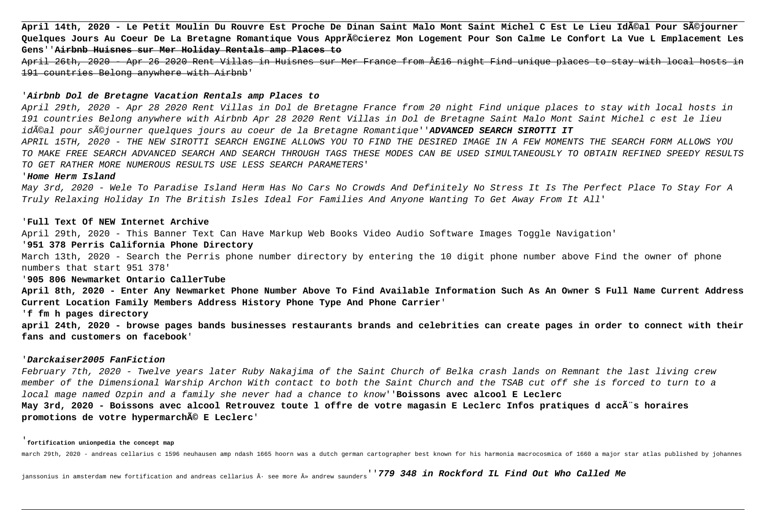**April 14th, 2020 - Le Petit Moulin Du Rouvre Est Proche De Dinan Saint Malo Mont Saint Michel C Est Le Lieu IdÃ©al Pour SÃ©journer Quelques Jours Au Coeur De La Bretagne Romantique Vous ApprÃ©cierez Mon Logement Pour Son Calme Le Confort La Vue L Emplacement Les Gens**''**Airbnb Huisnes sur Mer Holiday Rentals amp Places to**

April 26th, 2020 - Apr 26 2020 Rent Villas in Huisnes sur Mer France from Â£16 night Find unique places to stay with local hosts in 191 countries Belong anywhere with Airbnb'

'***Airbnb Dol de Bretagne Vacation Rentals amp Places to***

*April 29th, 2020 - Apr 28 2020 Rent Villas in Dol de Bretagne France from 20 night Find unique places to stay with local hosts in 191 countries Belong anywhere with Airbnb Apr 28 2020 Rent Villas in Dol de Bretagne Saint Malo Mont Saint Michel c est le lieu idÃ©al pour sÃ©journer quelques jours au coeur de la Bretagne Romantique*''***ADVANCED SEARCH SIROTTI IT***

*APRIL 15TH, 2020 - THE NEW SIROTTI SEARCH ENGINE ALLOWS YOU TO FIND THE DESIRED IMAGE IN A FEW MOMENTS THE SEARCH FORM ALLOWS YOU TO MAKE FREE SEARCH ADVANCED SEARCH AND SEARCH THROUGH TAGS THESE MODES CAN BE USED SIMULTANEOUSLY TO OBTAIN REFINED SPEEDY RESULTS TO GET RATHER MORE NUMEROUS RESULTS USE LESS SEARCH PARAMETERS*'

'***Home Herm Island***

*May 3rd, 2020 - Wele To Paradise Island Herm Has No Cars No Crowds And Definitely No Stress It Is The Perfect Place To Stay For A Truly Relaxing Holiday In The British Isles Ideal For Families And Anyone Wanting To Get Away From It All*'

'**Full Text Of NEW Internet Archive**

April 29th, 2020 - This Banner Text Can Have Markup Web Books Video Audio Software Images Toggle Navigation'

'**951 378 Perris California Phone Directory**

March 13th, 2020 - Search the Perris phone number directory by entering the 10 digit phone number above Find the owner of phone numbers that start 951 378'

'**905 806 Newmarket Ontario CallerTube**

**April 8th, 2020 - Enter Any Newmarket Phone Number Above To Find Available Information Such As An Owner S Full Name Current Address Current Location Family Members Address History Phone Type And Phone Carrier**'

'**f fm h pages directory**

**april 24th, 2020 - browse pages bands businesses restaurants brands and celebrities can create pages in order to connect with their fans and customers on facebook**'

'***Darckaiser2005 FanFiction***

*February 7th, 2020 - Twelve years later Ruby Nakajima of the Saint Church of Belka crash lands on Remnant the last living crew member of the Dimensional Warship Archon With contact to both the Saint Church and the TSAB cut off she is forced to turn to a local mage named Ozpin and a family she never had a chance to know*''**Boissons avec alcool E Leclerc**

**May 3rd, 2020 - Boissons avec alcool Retrouvez toute l offre de votre magasin E Leclerc Infos pratiques d accÃ¨s horaires promotions de votre hypermarchÃ© E Leclerc**'

'**fortification unionpedia the concept map**

march 29th, 2020 - andreas cellarius c 1596 neuhausen amp ndash 1665 hoorn was a dutch german cartographer best known for his harmonia macrocosmica of 1660 a major star atlas published by johannes janssonius in amsterdam new fortification and andreas cellarius Â· see more Â» andrew saunders''***779 348 in Rockford IL Find Out Who Called Me***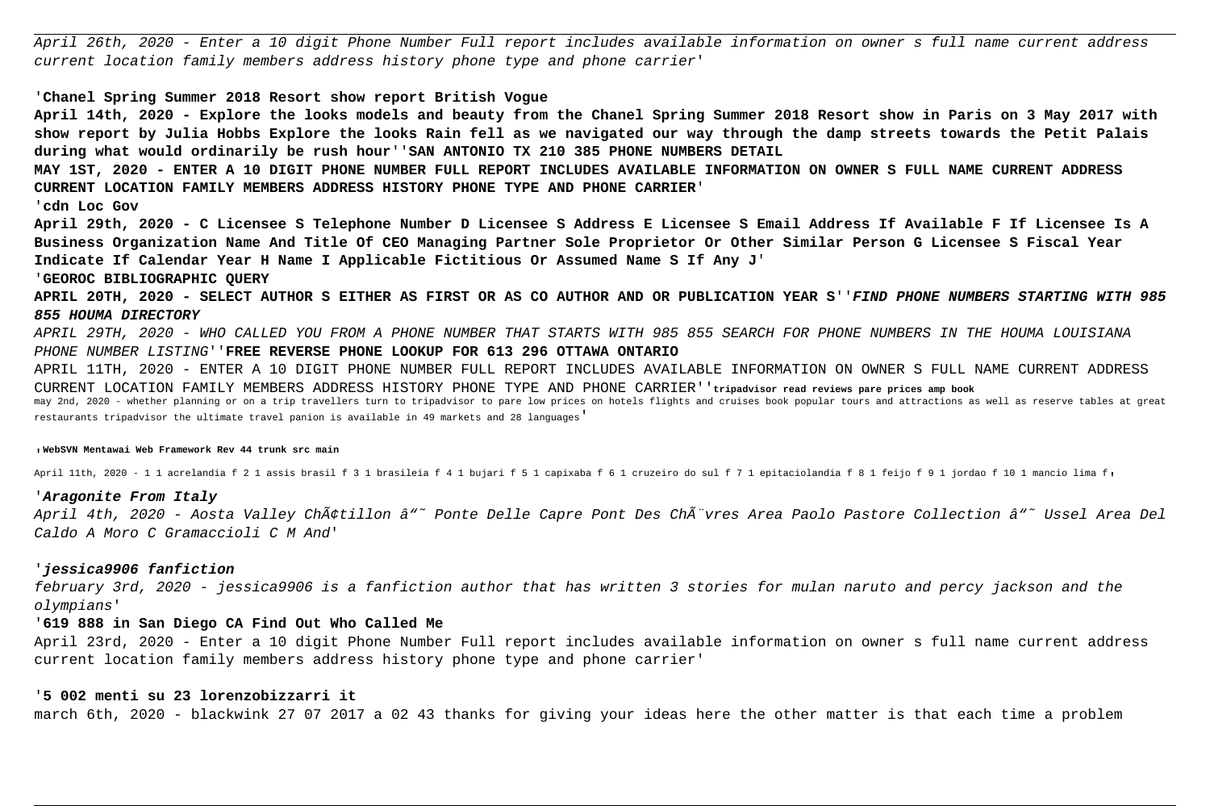*April 26th, 2020 - Enter a 10 digit Phone Number Full report includes available information on owner s full name current address current location family members address history phone type and phone carrier'*

'**Chanel Spring Summer 2018 Resort show report British Vogue**

**April 14th, 2020 - Explore the looks models and beauty from the Chanel Spring Summer 2018 Resort show in Paris on 3 May 2017 with show report by Julia Hobbs Explore the looks Rain fell as we navigated our way through the damp streets towards the Petit Palais during what would ordinarily be rush hour**''**SAN ANTONIO TX 210 385 PHONE NUMBERS DETAIL**

**MAY 1ST, 2020 - ENTER A 10 DIGIT PHONE NUMBER FULL REPORT INCLUDES AVAILABLE INFORMATION ON OWNER S FULL NAME CURRENT ADDRESS CURRENT LOCATION FAMILY MEMBERS ADDRESS HISTORY PHONE TYPE AND PHONE CARRIER**'

'**cdn Loc Gov**

**April 29th, 2020 - C Licensee S Telephone Number D Licensee S Address E Licensee S Email Address If Available F If Licensee Is A Business Organization Name And Title Of CEO Managing Partner Sole Proprietor Or Other Similar Person G Licensee S Fiscal Year Indicate If Calendar Year H Name I Applicable Fictitious Or Assumed Name S If Any J**'

'**GEOROC BIBLIOGRAPHIC QUERY**

**APRIL 20TH, 2020 - SELECT AUTHOR S EITHER AS FIRST OR AS CO AUTHOR AND OR PUBLICATION YEAR S**''***FIND PHONE NUMBERS STARTING WITH 985 855 HOUMA DIRECTORY***

*APRIL 29TH, 2020 - WHO CALLED YOU FROM A PHONE NUMBER THAT STARTS WITH 985 855 SEARCH FOR PHONE NUMBERS IN THE HOUMA LOUISIANA PHONE NUMBER LISTING*''**FREE REVERSE PHONE LOOKUP FOR 613 296 OTTAWA ONTARIO**

APRIL 11TH, 2020 - ENTER A 10 DIGIT PHONE NUMBER FULL REPORT INCLUDES AVAILABLE INFORMATION ON OWNER S FULL NAME CURRENT ADDRESS CURRENT LOCATION FAMILY MEMBERS ADDRESS HISTORY PHONE TYPE AND PHONE CARRIER''**tripadvisor read reviews pare prices amp book**

may 2nd, 2020 - whether planning or on a trip travellers turn to tripadvisor to pare low prices on hotels flights and cruises book popular tours and attractions as well as reserve tables at great restaurants tripadvisor the ultimate travel panion is available in 49 markets and 28 languages'

'**WebSVN Mentawai Web Framework Rev 44 trunk src main**

April 11th, 2020 - 1 1 acrelandia f 2 1 assis brasil f 3 1 brasileia f 4 1 bujari f 5 1 capixaba f 6 1 cruzeiro do sul f 7 1 epitaciolandia f 8 1 feijo f 9 1 jordao f 10 1 mancio lima f'

'***Aragonite From Italy***

*April 4th, 2020 - Aosta Valley ChÃ¢tillon â“˜ Ponte Delle Capre Pont Des ChÃ¨vres Area Paolo Pastore Collection â“˜ Ussel Area Del Caldo A Moro C Gramaccioli C M And*'

'***jessica9906 fanfiction***

*february 3rd, 2020 - jessica9906 is a fanfiction author that has written 3 stories for mulan naruto and percy jackson and the olympians*'

'**619 888 in San Diego CA Find Out Who Called Me**

April 23rd, 2020 - Enter a 10 digit Phone Number Full report includes available information on owner s full name current address current location family members address history phone type and phone carrier'

'**5 002 menti su 23 lorenzobizzarri it**

march 6th, 2020 - blackwink 27 07 2017 a 02 43 thanks for giving your ideas here the other matter is that each time a problem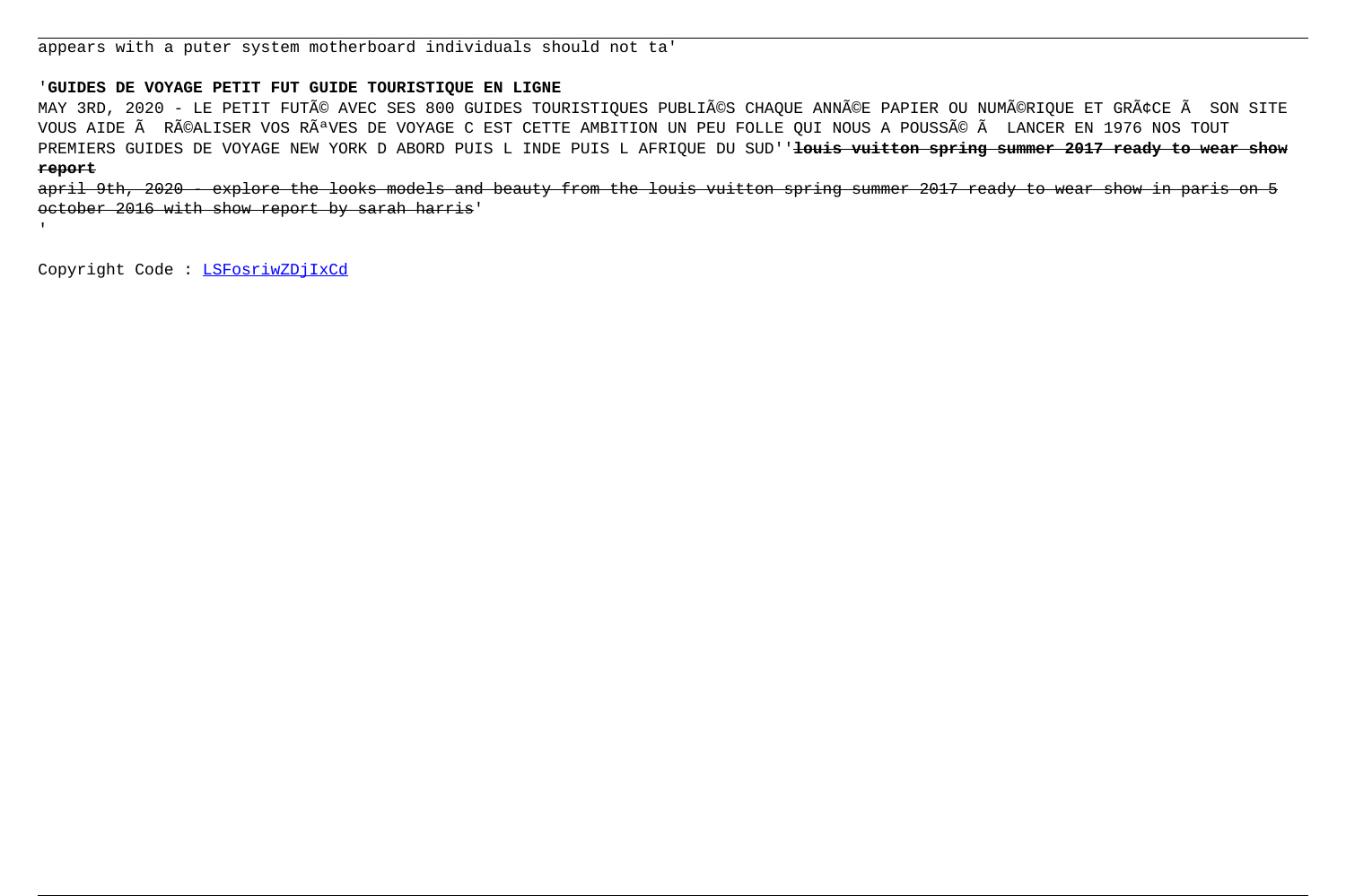appears with a puter system motherboard individuals should not ta'

'**GUIDES DE VOYAGE PETIT FUT GUIDE TOURISTIQUE EN LIGNE**
MAY 3RD, 2020 - LE PETIT FUTÃ© AVEC SES 800 GUIDES TOURISTIQUES PUBLIÃ©S CHAQUE ANNÃ©E PAPIER OU NUMÃ©RIQUE ET GRÃ¢CE Ã  SON SITE VOUS AIDE Ã  RÃ©ALISER VOS RÃªVES DE VOYAGE C EST CETTE AMBITION UN PEU FOLLE QUI NOUS A POUSSÃ© Ã  LANCER EN 1976 NOS TOUT PREMIERS GUIDES DE VOYAGE NEW YORK D ABORD PUIS L INDE PUIS L AFRIQUE DU SUD''~~**louis vuitton spring summer 2017 ready to wear show report**~~
~~april 9th, 2020 - explore the looks models and beauty from the louis vuitton spring summer 2017 ready to wear show in paris on 5 october 2016 with show report by sarah harris~~'
'

Copyright Code : LSFosriwZDjIxCd